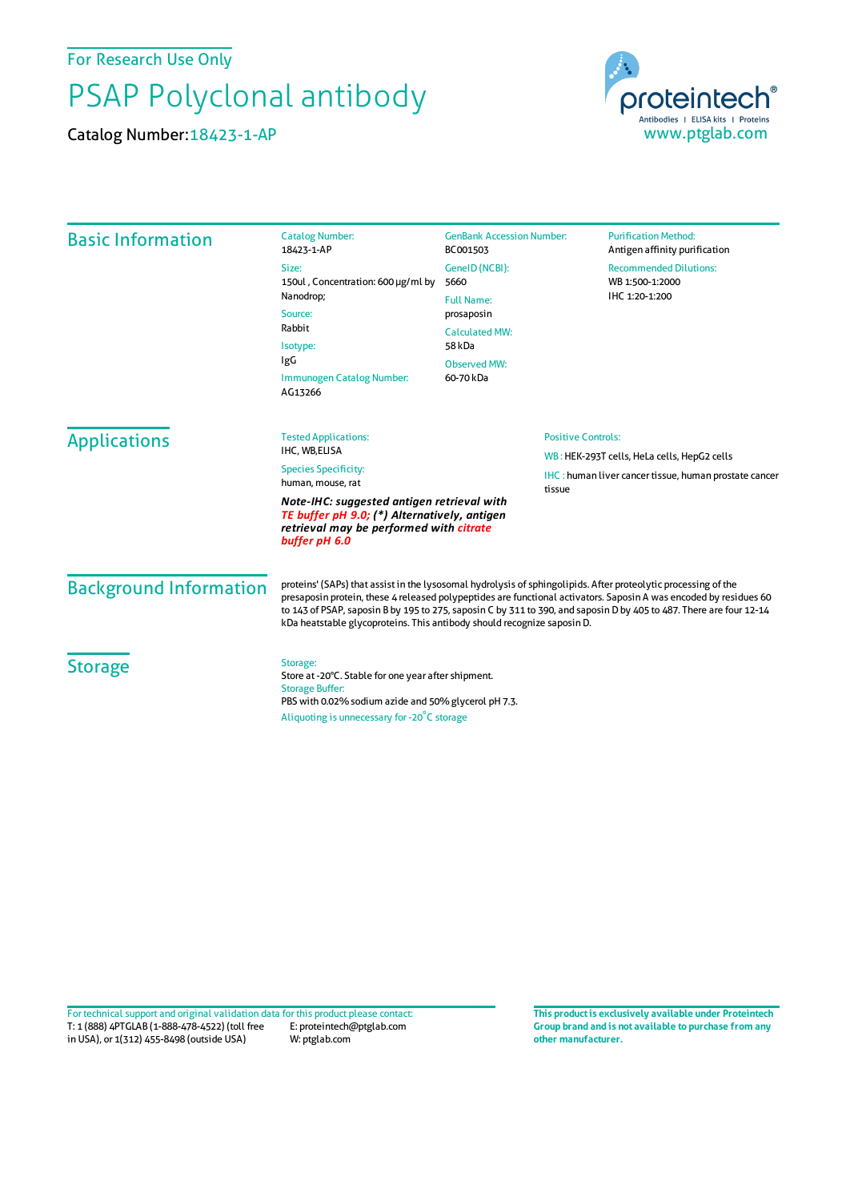For Research Use Only

# PSAP Polyclonal antibody

Catalog Number: 18423-1-AP

proteintech®
Antibodies | ELISA kits | Proteins
www.ptglab.com

## Basic Information

Catalog Number:
18423-1-AP

Size:
150ul , Concentration: 600 μg/ml by Nanodrop;

Source:
Rabbit

Isotype:
IgG

Immunogen Catalog Number:
AG13266

GenBank Accession Number:
BC001503

GeneID (NCBI):
5660

Full Name:
prosaposin

Calculated MW:
58 kDa

Observed MW:
60-70 kDa

Purification Method:
Antigen affinity purification

Recommended Dilutions:
WB 1:500-1:2000
IHC 1:20-1:200

## Applications

Tested Applications:
IHC, WB,ELISA

Species Specificity:
human, mouse, rat

***Note-IHC: suggested antigen retrieval with TE buffer pH 9.0; (\*) Alternatively, antigen retrieval may be performed with citrate buffer pH 6.0***

Positive Controls:

WB : HEK-293T cells, HeLa cells, HepG2 cells

IHC : human liver cancer tissue, human prostate cancer tissue

## Background Information

proteins' (SAPs) that assist in the lysosomal hydrolysis of sphingolipids. After proteolytic processing of the presaposin protein, these 4 released polypeptides are functional activators. Saposin A was encoded by residues 60 to 143 of PSAP, saposin B by 195 to 275, saposin C by 311 to 390, and saposin D by 405 to 487. There are four 12-14 kDa heatstable glycoproteins. This antibody should recognize saposin D.

## Storage

Storage:
Store at -20°C. Stable for one year after shipment.

Storage Buffer:
PBS with 0.02% sodium azide and 50% glycerol pH 7.3.

Aliquoting is unnecessary for -20°C storage

For technical support and original validation data for this product please contact:
T: 1 (888) 4PTGLAB (1-888-478-4522) (toll free in USA), or 1(312) 455-8498 (outside USA)
E: proteintech@ptglab.com
W: ptglab.com

**This product is exclusively available under Proteintech Group brand and is not available to purchase from any other manufacturer.**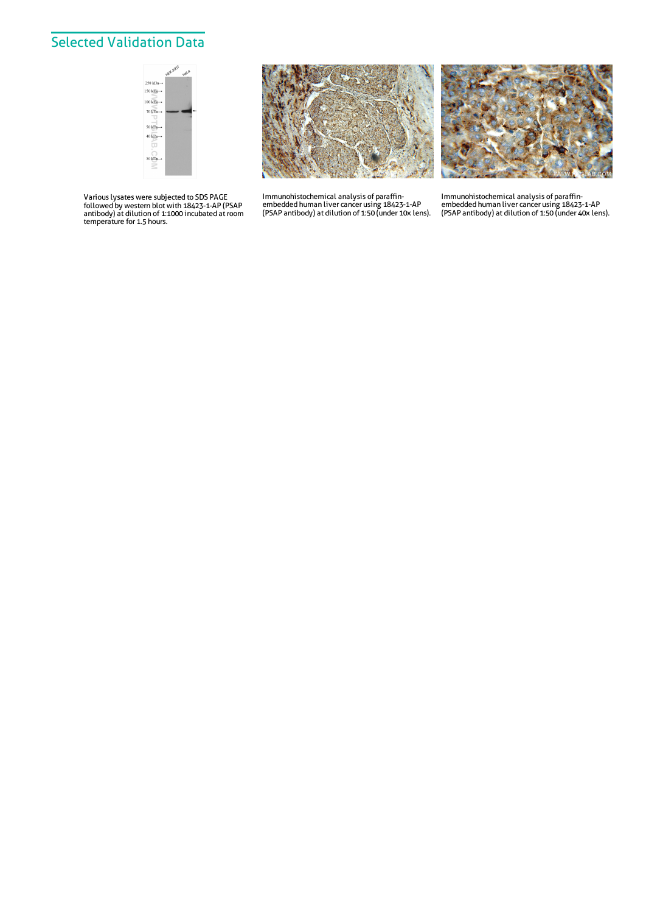## Selected Validation Data

Various lysates were subjected to SDS PAGE followed by western blot with 18423-1-AP (PSAP antibody) at dilution of 1:1000 incubated at room temperature for 1.5 hours.

Immunohistochemical analysis of paraffin-embedded human liver cancer using 18423-1-AP (PSAP antibody) at dilution of 1:50 (under 10x lens).

Immunohistochemical analysis of paraffin-embedded human liver cancer using 18423-1-AP (PSAP antibody) at dilution of 1:50 (under 40x lens).